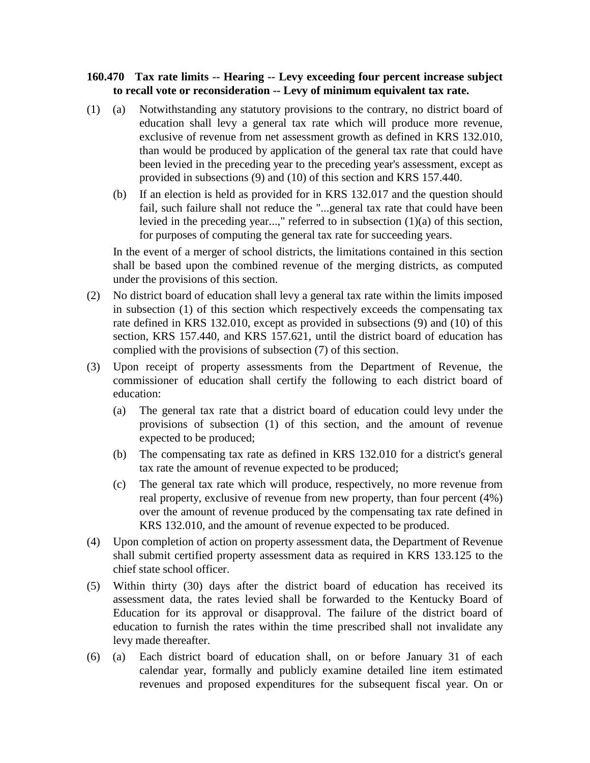**160.470 Tax rate limits -- Hearing -- Levy exceeding four percent increase subject to recall vote or reconsideration -- Levy of minimum equivalent tax rate.**

(1) (a) Notwithstanding any statutory provisions to the contrary, no district board of education shall levy a general tax rate which will produce more revenue, exclusive of revenue from net assessment growth as defined in KRS 132.010, than would be produced by application of the general tax rate that could have been levied in the preceding year to the preceding year's assessment, except as provided in subsections (9) and (10) of this section and KRS 157.440.

(b) If an election is held as provided for in KRS 132.017 and the question should fail, such failure shall not reduce the "...general tax rate that could have been levied in the preceding year...," referred to in subsection (1)(a) of this section, for purposes of computing the general tax rate for succeeding years.

In the event of a merger of school districts, the limitations contained in this section shall be based upon the combined revenue of the merging districts, as computed under the provisions of this section.

(2) No district board of education shall levy a general tax rate within the limits imposed in subsection (1) of this section which respectively exceeds the compensating tax rate defined in KRS 132.010, except as provided in subsections (9) and (10) of this section, KRS 157.440, and KRS 157.621, until the district board of education has complied with the provisions of subsection (7) of this section.

(3) Upon receipt of property assessments from the Department of Revenue, the commissioner of education shall certify the following to each district board of education:

(a) The general tax rate that a district board of education could levy under the provisions of subsection (1) of this section, and the amount of revenue expected to be produced;

(b) The compensating tax rate as defined in KRS 132.010 for a district's general tax rate the amount of revenue expected to be produced;

(c) The general tax rate which will produce, respectively, no more revenue from real property, exclusive of revenue from new property, than four percent (4%) over the amount of revenue produced by the compensating tax rate defined in KRS 132.010, and the amount of revenue expected to be produced.

(4) Upon completion of action on property assessment data, the Department of Revenue shall submit certified property assessment data as required in KRS 133.125 to the chief state school officer.

(5) Within thirty (30) days after the district board of education has received its assessment data, the rates levied shall be forwarded to the Kentucky Board of Education for its approval or disapproval. The failure of the district board of education to furnish the rates within the time prescribed shall not invalidate any levy made thereafter.

(6) (a) Each district board of education shall, on or before January 31 of each calendar year, formally and publicly examine detailed line item estimated revenues and proposed expenditures for the subsequent fiscal year. On or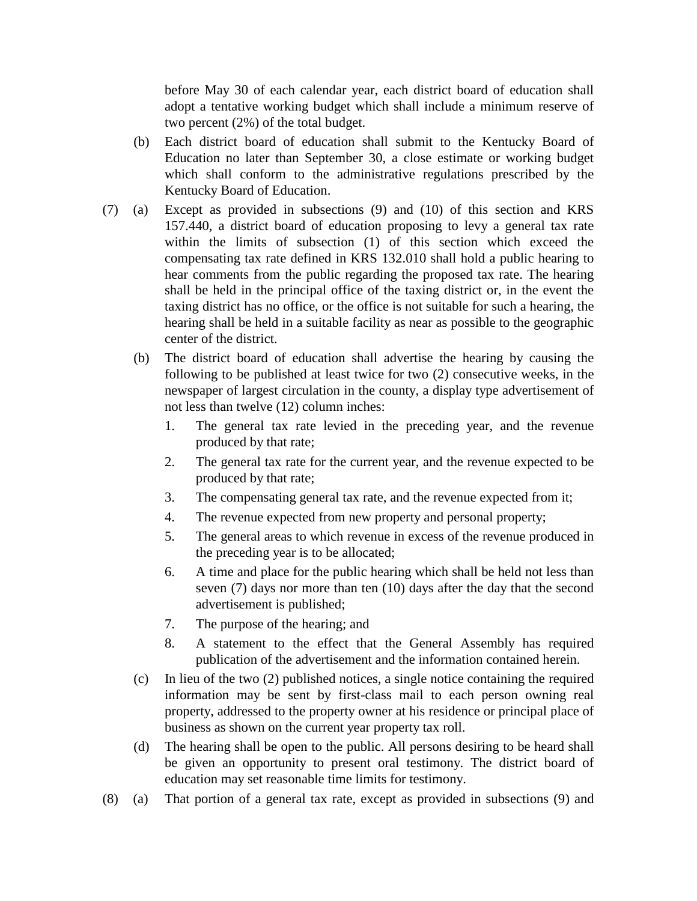before May 30 of each calendar year, each district board of education shall adopt a tentative working budget which shall include a minimum reserve of two percent (2%) of the total budget.

(b) Each district board of education shall submit to the Kentucky Board of Education no later than September 30, a close estimate or working budget which shall conform to the administrative regulations prescribed by the Kentucky Board of Education.

(7) (a) Except as provided in subsections (9) and (10) of this section and KRS 157.440, a district board of education proposing to levy a general tax rate within the limits of subsection (1) of this section which exceed the compensating tax rate defined in KRS 132.010 shall hold a public hearing to hear comments from the public regarding the proposed tax rate. The hearing shall be held in the principal office of the taxing district or, in the event the taxing district has no office, or the office is not suitable for such a hearing, the hearing shall be held in a suitable facility as near as possible to the geographic center of the district.

(b) The district board of education shall advertise the hearing by causing the following to be published at least twice for two (2) consecutive weeks, in the newspaper of largest circulation in the county, a display type advertisement of not less than twelve (12) column inches:

1. The general tax rate levied in the preceding year, and the revenue produced by that rate;
2. The general tax rate for the current year, and the revenue expected to be produced by that rate;
3. The compensating general tax rate, and the revenue expected from it;
4. The revenue expected from new property and personal property;
5. The general areas to which revenue in excess of the revenue produced in the preceding year is to be allocated;
6. A time and place for the public hearing which shall be held not less than seven (7) days nor more than ten (10) days after the day that the second advertisement is published;
7. The purpose of the hearing; and
8. A statement to the effect that the General Assembly has required publication of the advertisement and the information contained herein.

(c) In lieu of the two (2) published notices, a single notice containing the required information may be sent by first-class mail to each person owning real property, addressed to the property owner at his residence or principal place of business as shown on the current year property tax roll.

(d) The hearing shall be open to the public. All persons desiring to be heard shall be given an opportunity to present oral testimony. The district board of education may set reasonable time limits for testimony.

(8) (a) That portion of a general tax rate, except as provided in subsections (9) and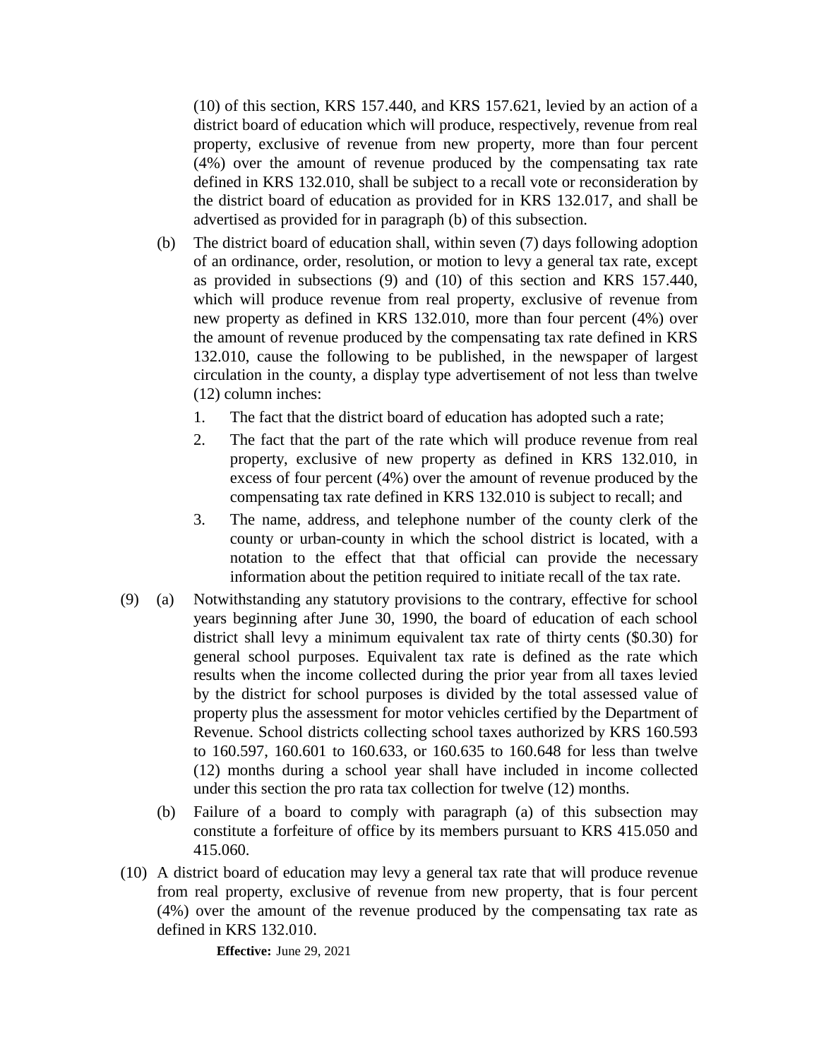(10) of this section, KRS 157.440, and KRS 157.621, levied by an action of a district board of education which will produce, respectively, revenue from real property, exclusive of revenue from new property, more than four percent (4%) over the amount of revenue produced by the compensating tax rate defined in KRS 132.010, shall be subject to a recall vote or reconsideration by the district board of education as provided for in KRS 132.017, and shall be advertised as provided for in paragraph (b) of this subsection.

(b) The district board of education shall, within seven (7) days following adoption of an ordinance, order, resolution, or motion to levy a general tax rate, except as provided in subsections (9) and (10) of this section and KRS 157.440, which will produce revenue from real property, exclusive of revenue from new property as defined in KRS 132.010, more than four percent (4%) over the amount of revenue produced by the compensating tax rate defined in KRS 132.010, cause the following to be published, in the newspaper of largest circulation in the county, a display type advertisement of not less than twelve (12) column inches:

1. The fact that the district board of education has adopted such a rate;
2. The fact that the part of the rate which will produce revenue from real property, exclusive of new property as defined in KRS 132.010, in excess of four percent (4%) over the amount of revenue produced by the compensating tax rate defined in KRS 132.010 is subject to recall; and
3. The name, address, and telephone number of the county clerk of the county or urban-county in which the school district is located, with a notation to the effect that that official can provide the necessary information about the petition required to initiate recall of the tax rate.

(9) (a) Notwithstanding any statutory provisions to the contrary, effective for school years beginning after June 30, 1990, the board of education of each school district shall levy a minimum equivalent tax rate of thirty cents ($0.30) for general school purposes. Equivalent tax rate is defined as the rate which results when the income collected during the prior year from all taxes levied by the district for school purposes is divided by the total assessed value of property plus the assessment for motor vehicles certified by the Department of Revenue. School districts collecting school taxes authorized by KRS 160.593 to 160.597, 160.601 to 160.633, or 160.635 to 160.648 for less than twelve (12) months during a school year shall have included in income collected under this section the pro rata tax collection for twelve (12) months.

(b) Failure of a board to comply with paragraph (a) of this subsection may constitute a forfeiture of office by its members pursuant to KRS 415.050 and 415.060.

(10) A district board of education may levy a general tax rate that will produce revenue from real property, exclusive of revenue from new property, that is four percent (4%) over the amount of the revenue produced by the compensating tax rate as defined in KRS 132.010.

**Effective:** June 29, 2021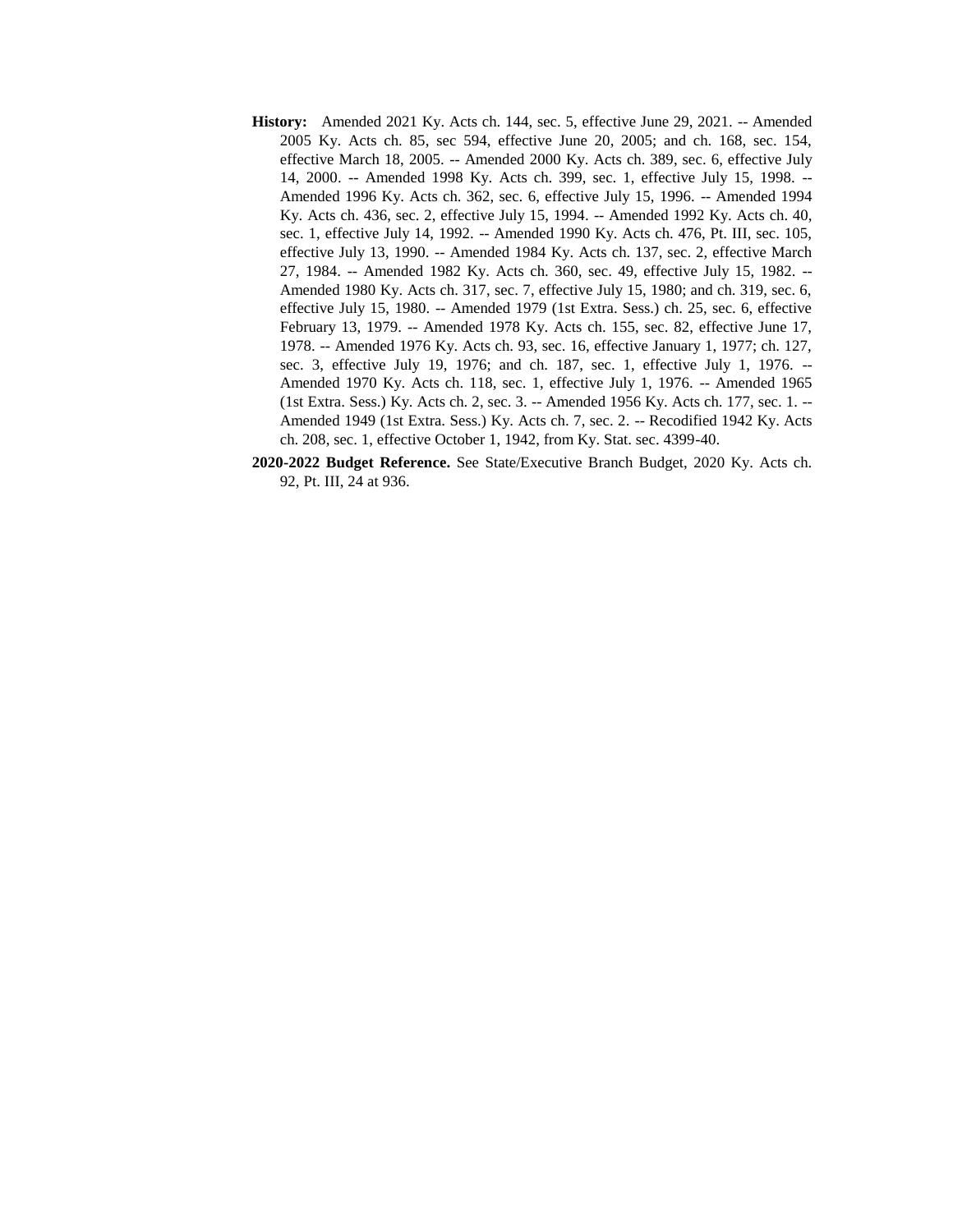**History:** Amended 2021 Ky. Acts ch. 144, sec. 5, effective June 29, 2021. -- Amended 2005 Ky. Acts ch. 85, sec 594, effective June 20, 2005; and ch. 168, sec. 154, effective March 18, 2005. -- Amended 2000 Ky. Acts ch. 389, sec. 6, effective July 14, 2000. -- Amended 1998 Ky. Acts ch. 399, sec. 1, effective July 15, 1998. -- Amended 1996 Ky. Acts ch. 362, sec. 6, effective July 15, 1996. -- Amended 1994 Ky. Acts ch. 436, sec. 2, effective July 15, 1994. -- Amended 1992 Ky. Acts ch. 40, sec. 1, effective July 14, 1992. -- Amended 1990 Ky. Acts ch. 476, Pt. III, sec. 105, effective July 13, 1990. -- Amended 1984 Ky. Acts ch. 137, sec. 2, effective March 27, 1984. -- Amended 1982 Ky. Acts ch. 360, sec. 49, effective July 15, 1982. -- Amended 1980 Ky. Acts ch. 317, sec. 7, effective July 15, 1980; and ch. 319, sec. 6, effective July 15, 1980. -- Amended 1979 (1st Extra. Sess.) ch. 25, sec. 6, effective February 13, 1979. -- Amended 1978 Ky. Acts ch. 155, sec. 82, effective June 17, 1978. -- Amended 1976 Ky. Acts ch. 93, sec. 16, effective January 1, 1977; ch. 127, sec. 3, effective July 19, 1976; and ch. 187, sec. 1, effective July 1, 1976. -- Amended 1970 Ky. Acts ch. 118, sec. 1, effective July 1, 1976. -- Amended 1965 (1st Extra. Sess.) Ky. Acts ch. 2, sec. 3. -- Amended 1956 Ky. Acts ch. 177, sec. 1. -- Amended 1949 (1st Extra. Sess.) Ky. Acts ch. 7, sec. 2. -- Recodified 1942 Ky. Acts ch. 208, sec. 1, effective October 1, 1942, from Ky. Stat. sec. 4399-40.

**2020-2022 Budget Reference.** See State/Executive Branch Budget, 2020 Ky. Acts ch. 92, Pt. III, 24 at 936.